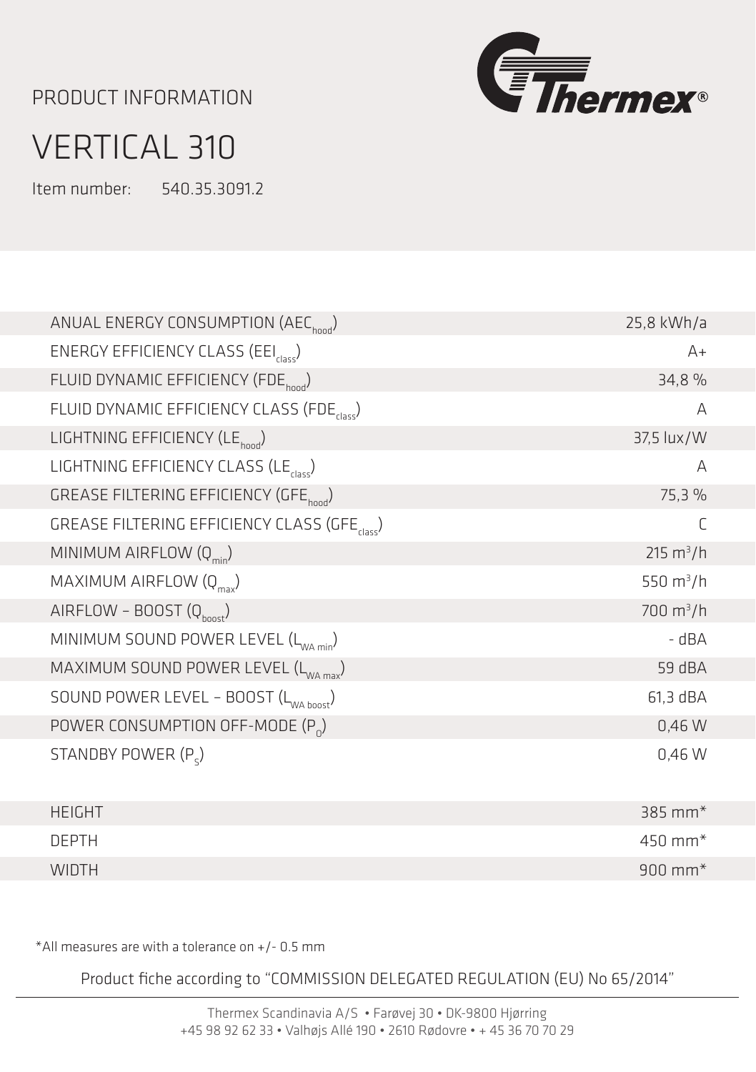PRODUCT INFORMATION

# VERTICAL 310

Item number: 540.35.3091.2

| | |
|---|---|
| ANUAL ENERGY CONSUMPTION ($AEC_{hood}$) | 25,8 kWh/a |
| ENERGY EFFICIENCY CLASS ($EEI_{class}$) | A+ |
| FLUID DYNAMIC EFFICIENCY ($FDE_{hood}$) | 34,8 % |
| FLUID DYNAMIC EFFICIENCY CLASS ($FDE_{class}$) | A |
| LIGHTNING EFFICIENCY ($LE_{hood}$) | 37,5 lux/W |
| LIGHTNING EFFICIENCY CLASS ($LE_{class}$) | A |
| GREASE FILTERING EFFICIENCY ($GFE_{hood}$) | 75,3 % |
| GREASE FILTERING EFFICIENCY CLASS ($GFE_{class}$) | C |
| MINIMUM AIRFLOW ($Q_{min}$) | 215 $m^3$/h |
| MAXIMUM AIRFLOW ($Q_{max}$) | 550 $m^3$/h |
| AIRFLOW – BOOST ($Q_{boost}$) | 700 $m^3$/h |
| MINIMUM SOUND POWER LEVEL ($L_{WA\ min}$) | - dBA |
| MAXIMUM SOUND POWER LEVEL ($L_{WA\ max}$) | 59 dBA |
| SOUND POWER LEVEL – BOOST ($L_{WA\ boost}$) | 61,3 dBA |
| POWER CONSUMPTION OFF-MODE ($P_O$) | 0,46 W |
| STANDBY POWER ($P_S$) | 0,46 W |

| | |
|---|---|
| HEIGHT | 385 mm* |
| DEPTH | 450 mm* |
| WIDTH | 900 mm* |

*All measures are with a tolerance on +/- 0.5 mm

Product fiche according to "COMMISSION DELEGATED REGULATION (EU) No 65/2014"

Thermex Scandinavia A/S • Farøvej 30 • DK-9800 Hjørring
+45 98 92 62 33 • Valhøjs Allé 190 • 2610 Rødovre • + 45 36 70 70 29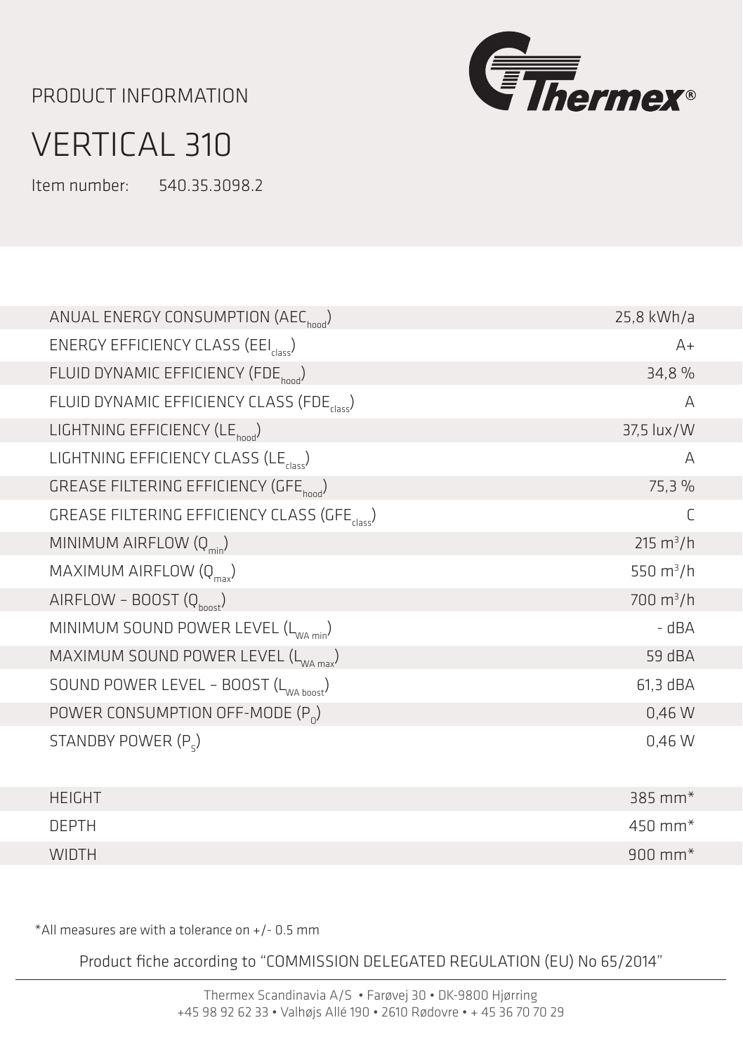PRODUCT INFORMATION

# VERTICAL 310

Item number: 540.35.3098.2

| | |
|---|---|
| ANUAL ENERGY CONSUMPTION ($AEC_{hood}$) | 25,8 kWh/a |
| ENERGY EFFICIENCY CLASS ($EEI_{class}$) | A+ |
| FLUID DYNAMIC EFFICIENCY ($FDE_{hood}$) | 34,8 % |
| FLUID DYNAMIC EFFICIENCY CLASS ($FDE_{class}$) | A |
| LIGHTNING EFFICIENCY ($LE_{hood}$) | 37,5 lux/W |
| LIGHTNING EFFICIENCY CLASS ($LE_{class}$) | A |
| GREASE FILTERING EFFICIENCY ($GFE_{hood}$) | 75,3 % |
| GREASE FILTERING EFFICIENCY CLASS ($GFE_{class}$) | C |
| MINIMUM AIRFLOW ($Q_{min}$) | 215 $m^3$/h |
| MAXIMUM AIRFLOW ($Q_{max}$) | 550 $m^3$/h |
| AIRFLOW – BOOST ($Q_{boost}$) | 700 $m^3$/h |
| MINIMUM SOUND POWER LEVEL ($L_{WA\ min}$) | - dBA |
| MAXIMUM SOUND POWER LEVEL ($L_{WA\ max}$) | 59 dBA |
| SOUND POWER LEVEL – BOOST ($L_{WA\ boost}$) | 61,3 dBA |
| POWER CONSUMPTION OFF-MODE ($P_O$) | 0,46 W |
| STANDBY POWER ($P_S$) | 0,46 W |

| | |
|---|---|
| HEIGHT | 385 mm* |
| DEPTH | 450 mm* |
| WIDTH | 900 mm* |

*All measures are with a tolerance on +/- 0.5 mm

Product fiche according to "COMMISSION DELEGATED REGULATION (EU) No 65/2014"

Thermex Scandinavia A/S • Farøvej 30 • DK-9800 Hjørring
+45 98 92 62 33 • Valhøjs Allé 190 • 2610 Rødovre • + 45 36 70 70 29